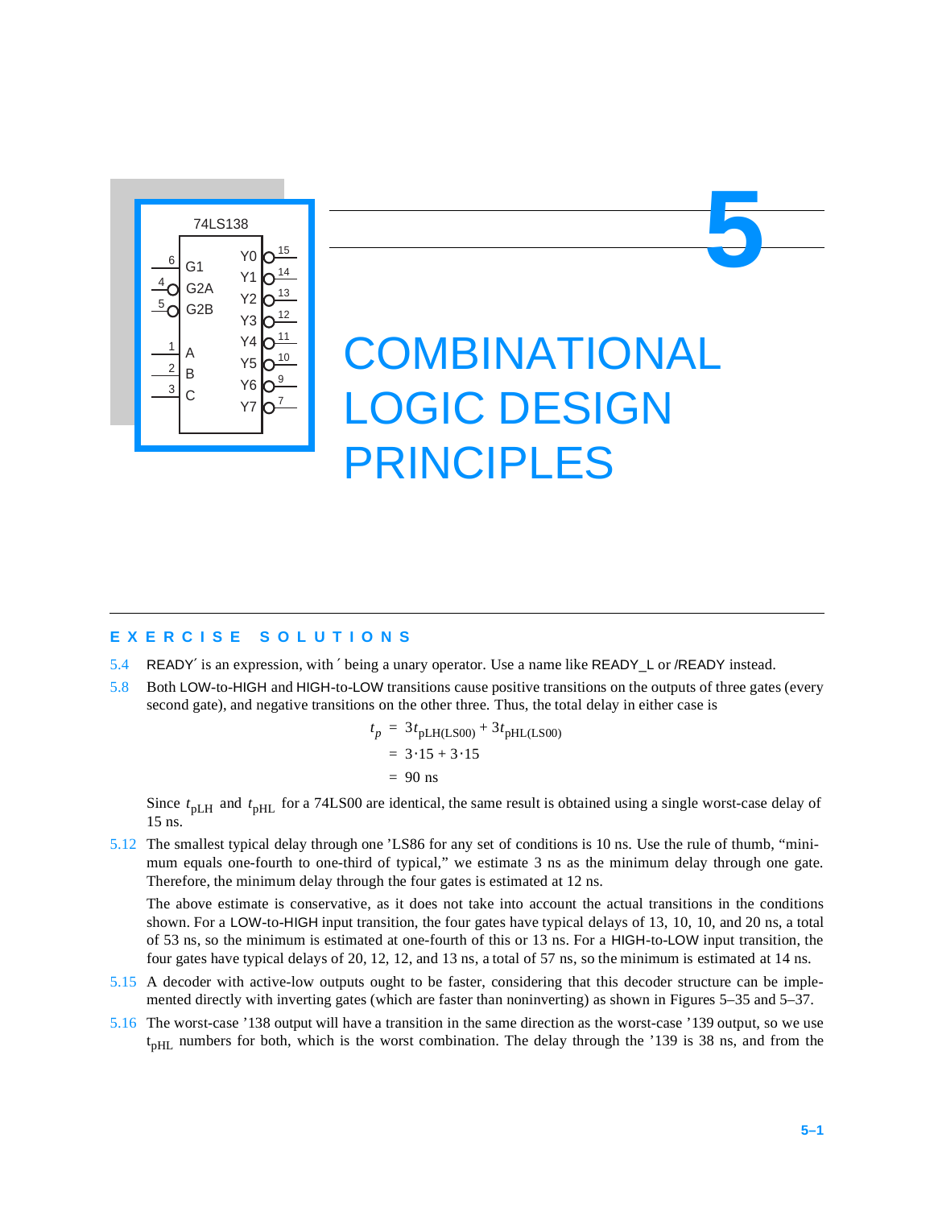# 5 COMBINATIONAL LOGIC DESIGN PRINCIPLES

## EXERCISE SOLUTIONS

5.4 READY′ is an expression, with ′ being a unary operator. Use a name like READY_L or /READY instead.

5.8 Both LOW-to-HIGH and HIGH-to-LOW transitions cause positive transitions on the outputs of three gates (every second gate), and negative transitions on the other three. Thus, the total delay in either case is

$$
\begin{aligned}
t_p &= 3t_{\text{pLH(LS00)}} + 3t_{\text{pHL(LS00)}} \\
&= 3\cdot15 + 3\cdot15 \\
&= 90 \text{ ns}
\end{aligned}
$$

Since $t_{\text{pLH}}$ and $t_{\text{pHL}}$ for a 74LS00 are identical, the same result is obtained using a single worst-case delay of 15 ns.

5.12 The smallest typical delay through one ’LS86 for any set of conditions is 10 ns. Use the rule of thumb, “minimum equals one-fourth to one-third of typical,” we estimate 3 ns as the minimum delay through one gate. Therefore, the minimum delay through the four gates is estimated at 12 ns.

The above estimate is conservative, as it does not take into account the actual transitions in the conditions shown. For a LOW-to-HIGH input transition, the four gates have typical delays of 13, 10, 10, and 20 ns, a total of 53 ns, so the minimum is estimated at one-fourth of this or 13 ns. For a HIGH-to-LOW input transition, the four gates have typical delays of 20, 12, 12, and 13 ns, a total of 57 ns, so the minimum is estimated at 14 ns.

5.15 A decoder with active-low outputs ought to be faster, considering that this decoder structure can be implemented directly with inverting gates (which are faster than noninverting) as shown in Figures 5–35 and 5–37.

5.16 The worst-case ’138 output will have a transition in the same direction as the worst-case ’139 output, so we use $t_{\text{pHL}}$ numbers for both, which is the worst combination. The delay through the ’139 is 38 ns, and from the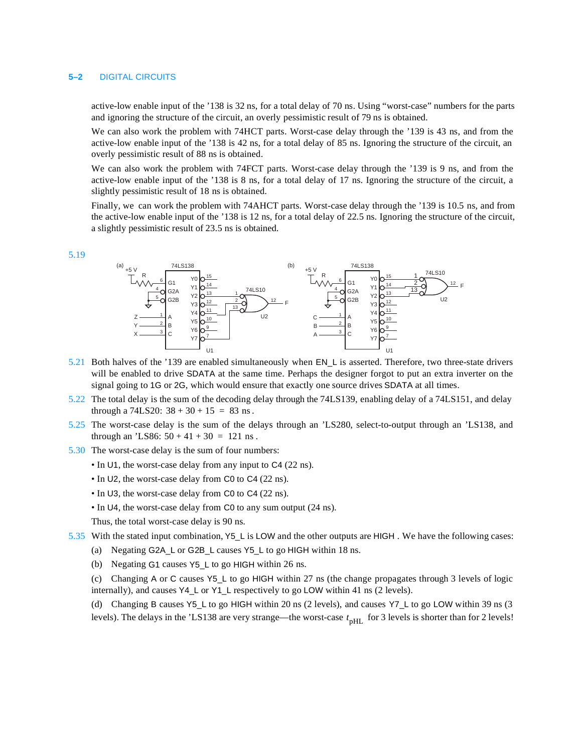active-low enable input of the '138 is 32 ns, for a total delay of 70 ns. Using "worst-case" numbers for the parts and ignoring the structure of the circuit, an overly pessimistic result of 79 ns is obtained.

We can also work the problem with 74HCT parts. Worst-case delay through the '139 is 43 ns, and from the active-low enable input of the '138 is 42 ns, for a total delay of 85 ns. Ignoring the structure of the circuit, an overly pessimistic result of 88 ns is obtained.

We can also work the problem with 74FCT parts. Worst-case delay through the '139 is 9 ns, and from the active-low enable input of the '138 is 8 ns, for a total delay of 17 ns. Ignoring the structure of the circuit, a slightly pessimistic result of 18 ns is obtained.

Finally, we can work the problem with 74AHCT parts. Worst-case delay through the '139 is 10.5 ns, and from the active-low enable input of the '138 is 12 ns, for a total delay of 22.5 ns. Ignoring the structure of the circuit, a slightly pessimistic result of 23.5 ns is obtained.

5.19

5.21 Both halves of the '139 are enabled simultaneously when EN_L is asserted. Therefore, two three-state drivers will be enabled to drive SDATA at the same time. Perhaps the designer forgot to put an extra inverter on the signal going to 1G or 2G, which would ensure that exactly one source drives SDATA at all times.

5.22 The total delay is the sum of the decoding delay through the 74LS139, enabling delay of a 74LS151, and delay through a 74LS20: $38 + 30 + 15 = 83$ ns.

5.25 The worst-case delay is the sum of the delays through an 'LS280, select-to-output through an 'LS138, and through an 'LS86: $50 + 41 + 30 = 121$ ns.

5.30 The worst-case delay is the sum of four numbers:

- In U1, the worst-case delay from any input to C4 (22 ns).
- In U2, the worst-case delay from C0 to C4 (22 ns).
- In U3, the worst-case delay from C0 to C4 (22 ns).
- In U4, the worst-case delay from C0 to any sum output (24 ns).

Thus, the total worst-case delay is 90 ns.

5.35 With the stated input combination, Y5_L is LOW and the other outputs are HIGH. We have the following cases:

(a) Negating G2A_L or G2B_L causes Y5_L to go HIGH within 18 ns.

(b) Negating G1 causes Y5_L to go HIGH within 26 ns.

(c) Changing A or C causes Y5_L to go HIGH within 27 ns (the change propagates through 3 levels of logic internally), and causes Y4_L or Y1_L respectively to go LOW within 41 ns (2 levels).

(d) Changing B causes Y5_L to go HIGH within 20 ns (2 levels), and causes Y7_L to go LOW within 39 ns (3 levels). The delays in the 'LS138 are very strange—the worst-case $t_{\mathrm{pHL}}$ for 3 levels is shorter than for 2 levels!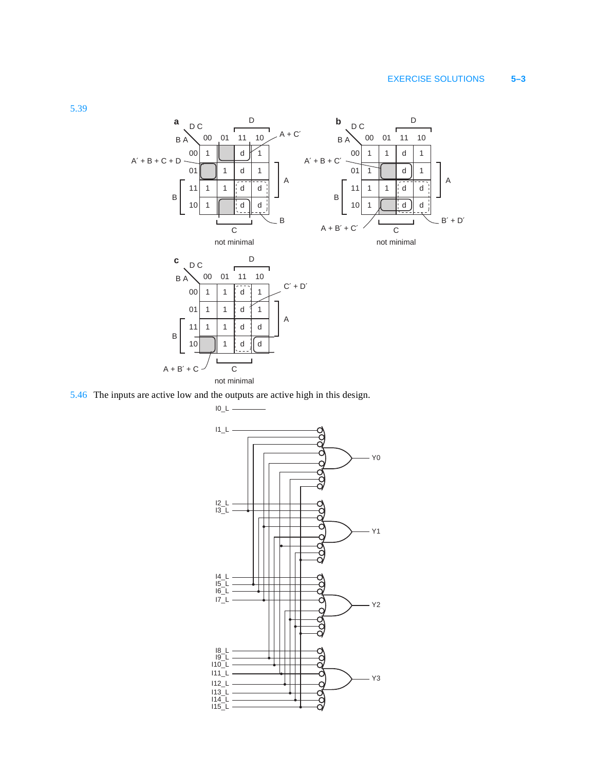5.39

**a**

| BA \ DC | 00 | 01 | 11 | 10 |
|---|---|---|---|---|
| 00 | 1 | | d | 1 |
| 01 | | 1 | d | 1 |
| 11 | 1 | 1 | d | d |
| 10 | 1 | | d | d |

$A' + B + C + D$, $A + C'$, $B$

not minimal

**b**

| BA \ DC | 00 | 01 | 11 | 10 |
|---|---|---|---|---|
| 00 | 1 | 1 | d | 1 |
| 01 | 1 | | d | 1 |
| 11 | 1 | 1 | d | d |
| 10 | 1 | | d | d |

$A' + B + C'$, $A + B' + C'$, $B' + D'$

not minimal

**c**

| BA \ DC | 00 | 01 | 11 | 10 |
|---|---|---|---|---|
| 00 | 1 | 1 | d | 1 |
| 01 | 1 | 1 | d | 1 |
| 11 | 1 | 1 | d | d |
| 10 | | 1 | d | d |

$C' + D'$, $A + B' + C$

not minimal

5.46 The inputs are active low and the outputs are active high in this design.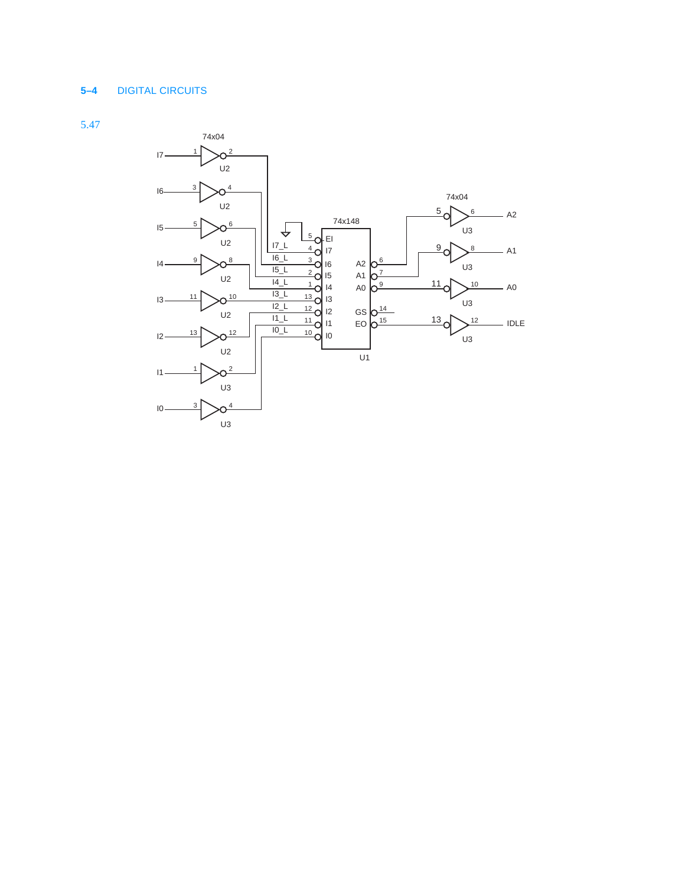## 5–4 DIGITAL CIRCUITS

5.47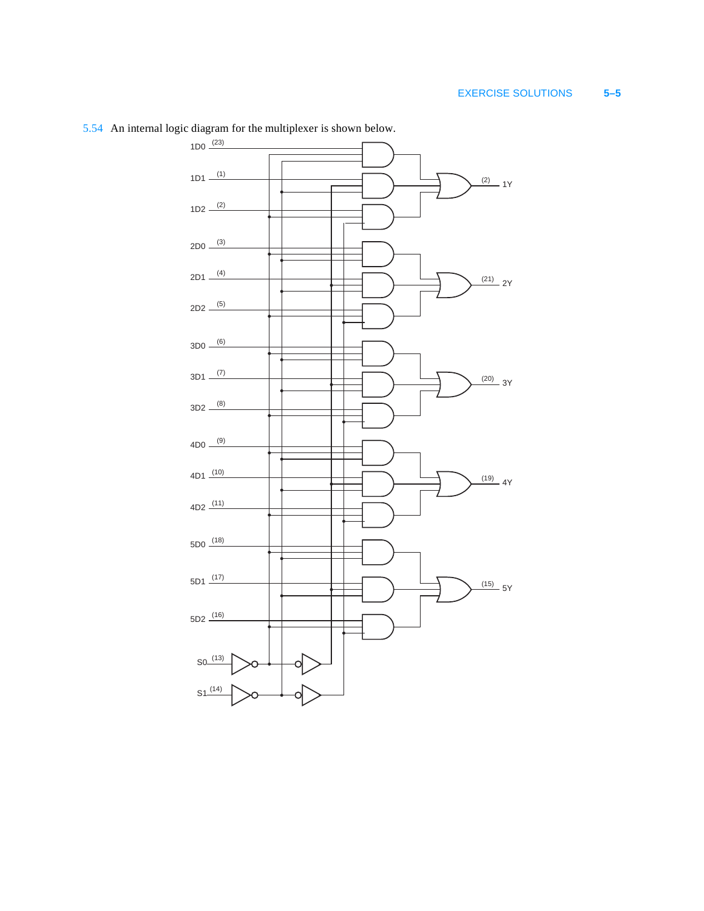5.54 An internal logic diagram for the multiplexer is shown below.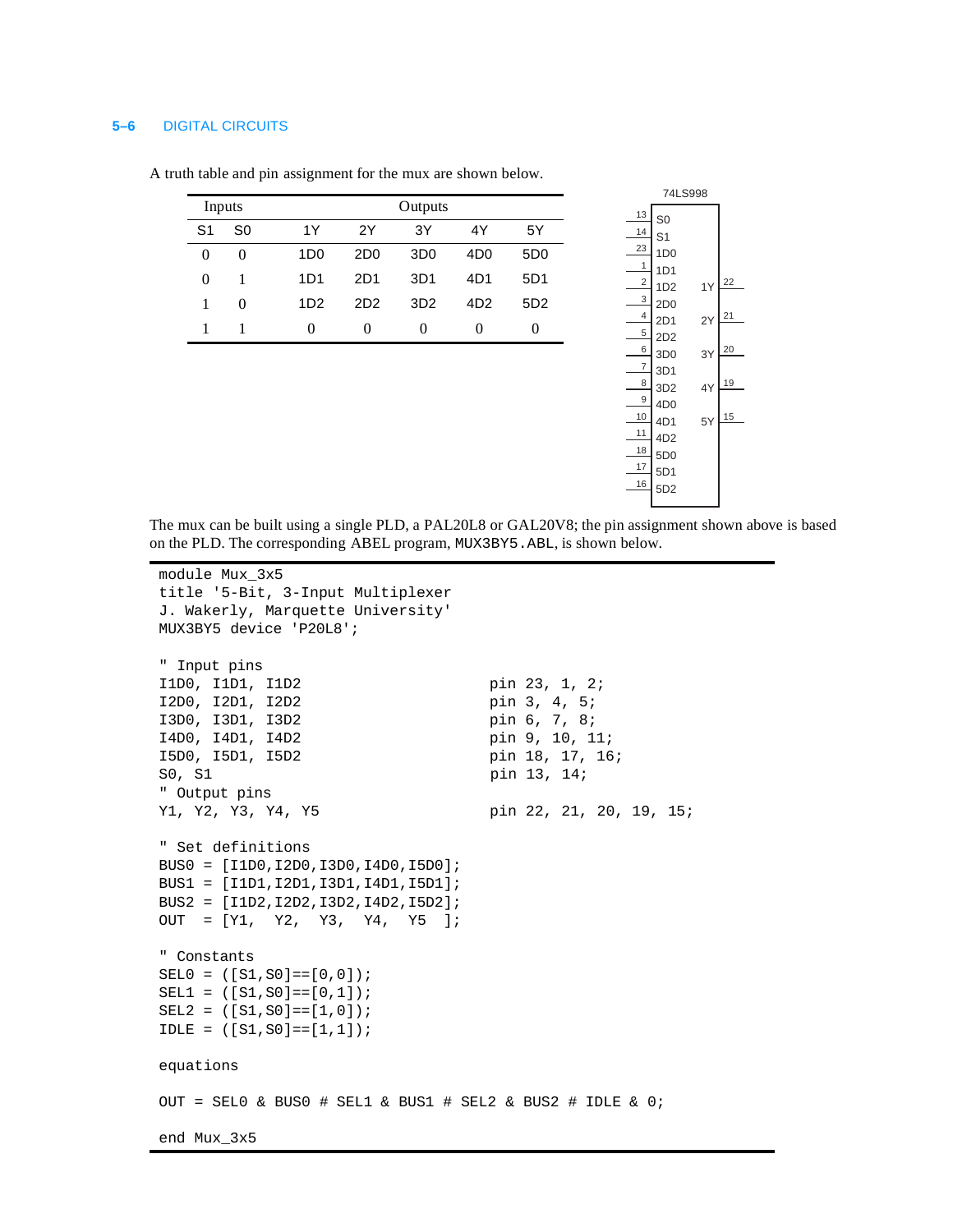A truth table and pin assignment for the mux are shown below.

| Inputs | | Outputs | | | | |
|---|---|---|---|---|---|---|
| S1 | S0 | 1Y | 2Y | 3Y | 4Y | 5Y |
| 0 | 0 | 1D0 | 2D0 | 3D0 | 4D0 | 5D0 |
| 0 | 1 | 1D1 | 2D1 | 3D1 | 4D1 | 5D1 |
| 1 | 0 | 1D2 | 2D2 | 3D2 | 4D2 | 5D2 |
| 1 | 1 | 0 | 0 | 0 | 0 | 0 |

74LS998

| Pin | Input | Output | Pin |
|---|---|---|---|
| 13 | S0 | | |
| 14 | S1 | | |
| 23 | 1D0 | | |
| 1 | 1D1 | | |
| 2 | 1D2 | 1Y | 22 |
| 3 | 2D0 | | |
| 4 | 2D1 | 2Y | 21 |
| 5 | 2D2 | | |
| 6 | 3D0 | 3Y | 20 |
| 7 | 3D1 | | |
| 8 | 3D2 | 4Y | 19 |
| 9 | 4D0 | | |
| 10 | 4D1 | 5Y | 15 |
| 11 | 4D2 | | |
| 18 | 5D0 | | |
| 17 | 5D1 | | |
| 16 | 5D2 | | |

The mux can be built using a single PLD, a PAL20L8 or GAL20V8; the pin assignment shown above is based on the PLD. The corresponding ABEL program, `MUX3BY5.ABL`, is shown below.

```
module Mux_3x5
title '5-Bit, 3-Input Multiplexer
J. Wakerly, Marquette University'
MUX3BY5 device 'P20L8';

" Input pins
I1D0, I1D1, I1D2                    pin 23, 1, 2;
I2D0, I2D1, I2D2                    pin 3, 4, 5;
I3D0, I3D1, I3D2                    pin 6, 7, 8;
I4D0, I4D1, I4D2                    pin 9, 10, 11;
I5D0, I5D1, I5D2                    pin 18, 17, 16;
S0, S1                              pin 13, 14;
" Output pins
Y1, Y2, Y3, Y4, Y5                  pin 22, 21, 20, 19, 15;

" Set definitions
BUS0 = [I1D0,I2D0,I3D0,I4D0,I5D0];
BUS1 = [I1D1,I2D1,I3D1,I4D1,I5D1];
BUS2 = [I1D2,I2D2,I3D2,I4D2,I5D2];
OUT  = [Y1,  Y2,  Y3,  Y4,  Y5  ];

" Constants
SEL0 = ([S1,S0]==[0,0]);
SEL1 = ([S1,S0]==[0,1]);
SEL2 = ([S1,S0]==[1,0]);
IDLE = ([S1,S0]==[1,1]);

equations

OUT = SEL0 & BUS0 # SEL1 & BUS1 # SEL2 & BUS2 # IDLE & 0;

end Mux_3x5
```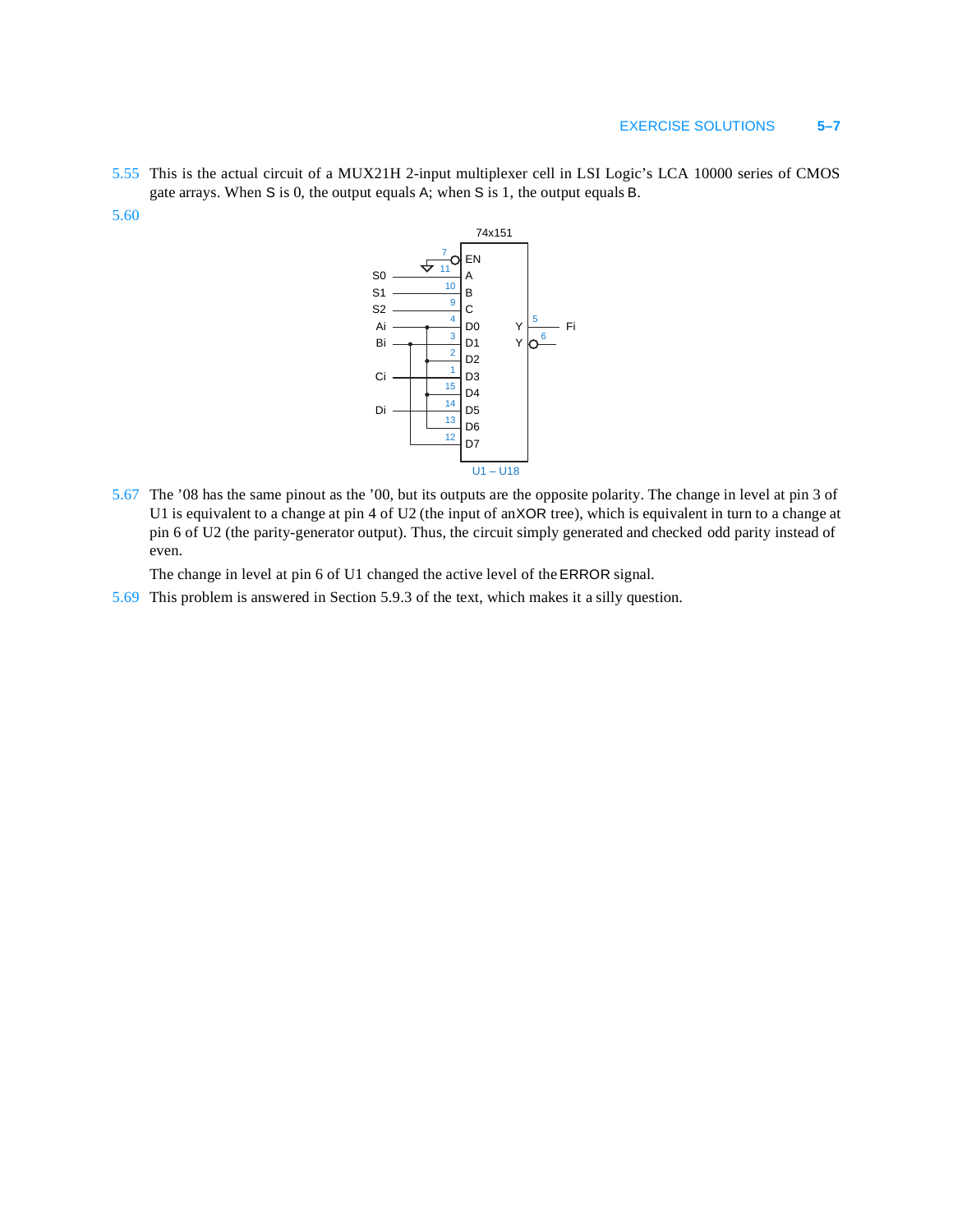5.55 This is the actual circuit of a MUX21H 2-input multiplexer cell in LSI Logic's LCA 10000 series of CMOS gate arrays. When S is 0, the output equals A; when S is 1, the output equals B.

5.60

5.67 The '08 has the same pinout as the '00, but its outputs are the opposite polarity. The change in level at pin 3 of U1 is equivalent to a change at pin 4 of U2 (the input of an XOR tree), which is equivalent in turn to a change at pin 6 of U2 (the parity-generator output). Thus, the circuit simply generated and checked odd parity instead of even.

The change in level at pin 6 of U1 changed the active level of the ERROR signal.

5.69 This problem is answered in Section 5.9.3 of the text, which makes it a silly question.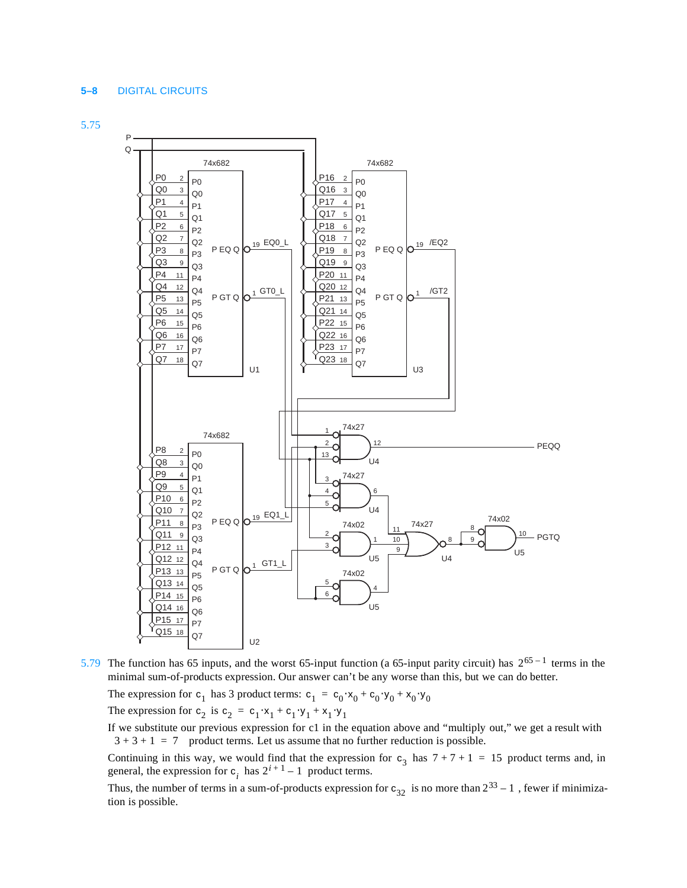5.75

5.79 The function has 65 inputs, and the worst 65-input function (a 65-input parity circuit) has $2^{65-1}$ terms in the minimal sum-of-products expression. Our answer can't be any worse than this, but we can do better.

The expression for $c_1$ has 3 product terms: $c_1 = c_0 \cdot x_0 + c_0 \cdot y_0 + x_0 \cdot y_0$

The expression for $c_2$ is $c_2 = c_1 \cdot x_1 + c_1 \cdot y_1 + x_1 \cdot y_1$

If we substitute our previous expression for c1 in the equation above and "multiply out," we get a result with $3 + 3 + 1 = 7$ product terms. Let us assume that no further reduction is possible.

Continuing in this way, we would find that the expression for $c_3$ has $7 + 7 + 1 = 15$ product terms and, in general, the expression for $c_i$ has $2^{i+1} - 1$ product terms.

Thus, the number of terms in a sum-of-products expression for $c_{32}$ is no more than $2^{33} - 1$, fewer if minimization is possible.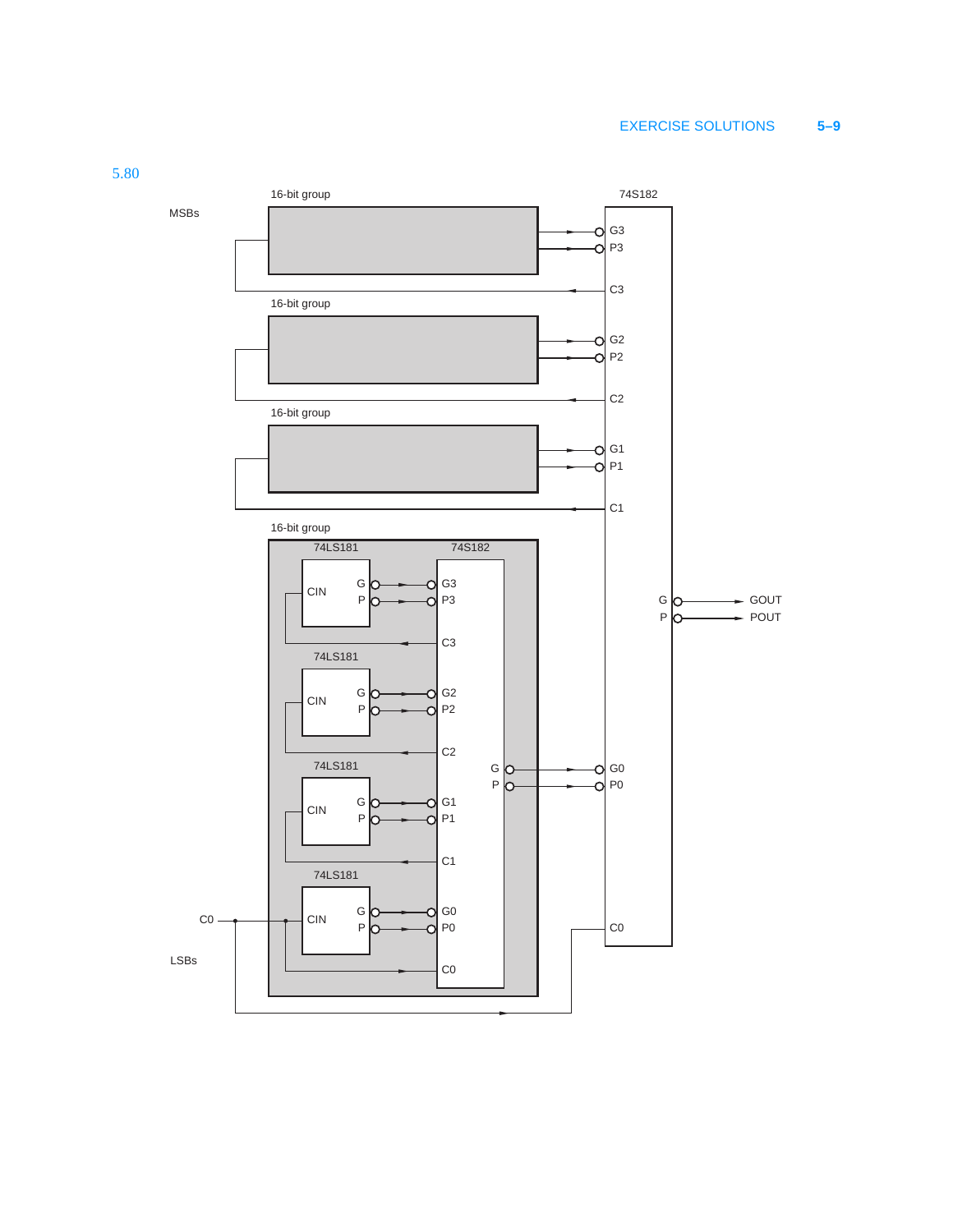5.80

MSBs

16-bit group

74S182

G3

P3

C3

16-bit group

G2

P2

C2

16-bit group

G1

P1

C1

16-bit group

74LS181

74S182

CIN

G

P

G3

P3

C3

74LS181

CIN

G

P

G2

P2

C2

G

P

G0

P0

GOUT

POUT

74LS181

CIN

G

P

G1

P1

C1

74LS181

C0

CIN

G

P

G0

P0

C0

C0

LSBs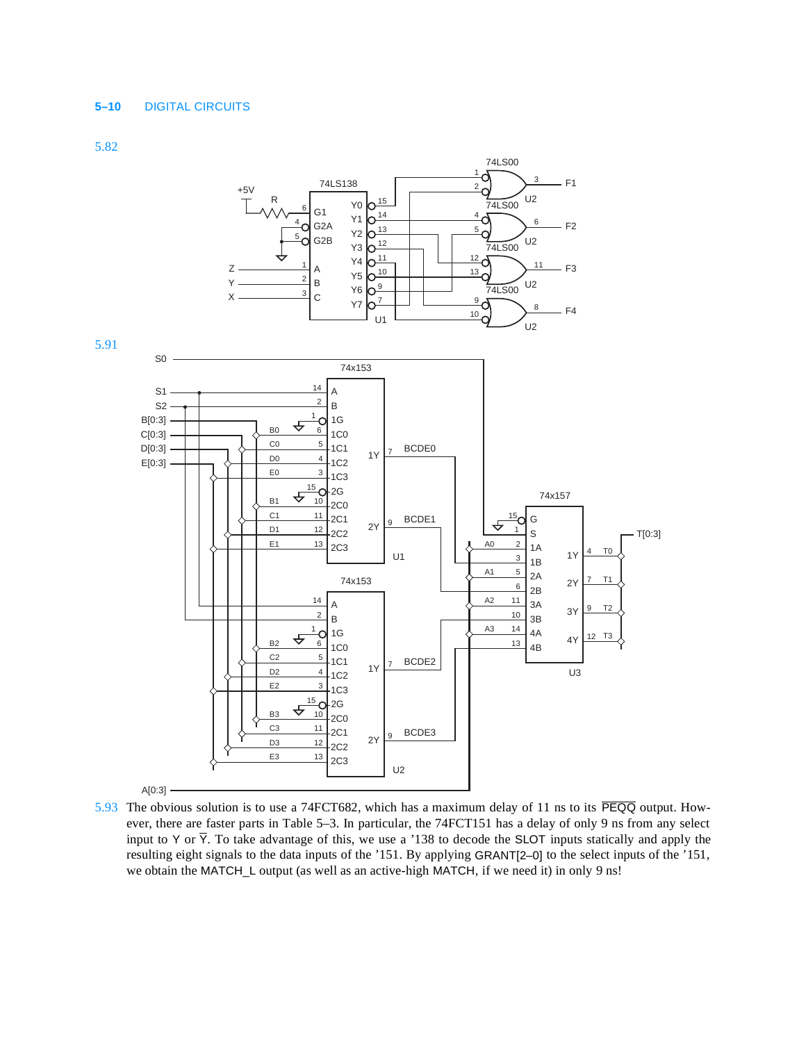5.82

74LS138

+5V

R

G1

G2A

G2B

Y0

Y1

Y2

Y3

Y4

Y5

Y6

Y7

Z

Y

X

A

B

C

U1

74LS00

F1

F2

F3

F4

U2

5.91

S0

S1

S2

B[0:3]

C[0:3]

D[0:3]

E[0:3]

74x153

BCDE0

BCDE1

BCDE2

BCDE3

U1

U2

74x157

T[0:3]

U3

A[0:3]

5.93 The obvious solution is to use a 74FCT682, which has a maximum delay of 11 ns to its $\overline{\text{PEQQ}}$ output. However, there are faster parts in Table 5–3. In particular, the 74FCT151 has a delay of only 9 ns from any select input to Y or $\overline{\text{Y}}$. To take advantage of this, we use a ’138 to decode the SLOT inputs statically and apply the resulting eight signals to the data inputs of the ’151. By applying GRANT[2–0] to the select inputs of the ’151, we obtain the MATCH_L output (as well as an active-high MATCH, if we need it) in only 9 ns!